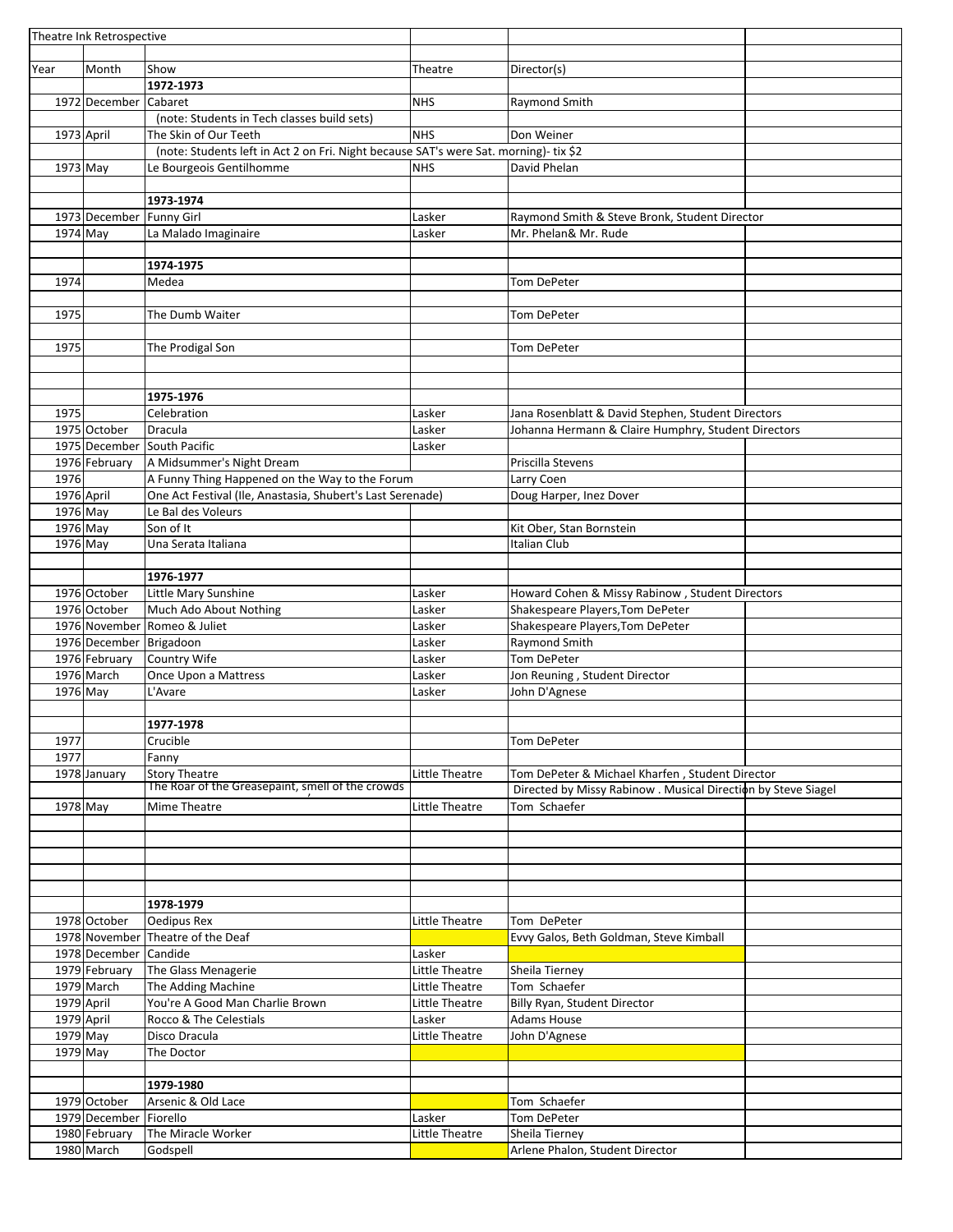Theatre Ink Retrospective

| Year | Month | Show | Theatre | Director(s) | |
|---|---|---|---|---|---|
| | | **1972-1973** | | | |
| 1972 | December | Cabaret | NHS | Raymond Smith | |
| | | (note: Students in Tech classes build sets) | | | |
| 1973 | April | The Skin of Our Teeth | NHS | Don Weiner | |
| | | (note: Students left in Act 2 on Fri. Night because SAT's were Sat. morning)- tix $2 | | | |
| 1973 | May | Le Bourgeois Gentilhomme | NHS | David Phelan | |
| | | | | | |
| | | **1973-1974** | | | |
| 1973 | December | Funny Girl | Lasker | Raymond Smith & Steve Bronk, Student Director | |
| 1974 | May | La Malado Imaginaire | Lasker | Mr. Phelan& Mr. Rude | |
| | | | | | |
| | | **1974-1975** | | | |
| 1974 | | Medea | | Tom DePeter | |
| | | | | | |
| 1975 | | The Dumb Waiter | | Tom DePeter | |
| | | | | | |
| 1975 | | The Prodigal Son | | Tom DePeter | |
| | | | | | |
| | | | | | |
| | | **1975-1976** | | | |
| 1975 | | Celebration | Lasker | Jana Rosenblatt & David Stephen, Student Directors | |
| 1975 | October | Dracula | Lasker | Johanna Hermann & Claire Humphry, Student Directors | |
| 1975 | December | South Pacific | Lasker | | |
| 1976 | February | A Midsummer's Night Dream | | Priscilla Stevens | |
| 1976 | | A Funny Thing Happened on the Way to the Forum | | Larry Coen | |
| 1976 | April | One Act Festival (Ile, Anastasia, Shubert's Last Serenade) | | Doug Harper, Inez Dover | |
| 1976 | May | Le Bal des Voleurs | | | |
| 1976 | May | Son of It | | Kit Ober, Stan Bornstein | |
| 1976 | May | Una Serata Italiana | | Italian Club | |
| | | | | | |
| | | **1976-1977** | | | |
| 1976 | October | Little Mary Sunshine | Lasker | Howard Cohen & Missy Rabinow , Student Directors | |
| 1976 | October | Much Ado About Nothing | Lasker | Shakespeare Players,Tom DePeter | |
| 1976 | November | Romeo & Juliet | Lasker | Shakespeare Players,Tom DePeter | |
| 1976 | December | Brigadoon | Lasker | Raymond Smith | |
| 1976 | February | Country Wife | Lasker | Tom DePeter | |
| 1976 | March | Once Upon a Mattress | Lasker | Jon Reuning , Student Director | |
| 1976 | May | L'Avare | Lasker | John D'Agnese | |
| | | | | | |
| | | **1977-1978** | | | |
| 1977 | | Crucible | | Tom DePeter | |
| 1977 | | Fanny | | | |
| 1978 | January | Story Theatre | Little Theatre | Tom DePeter & Michael Kharfen , Student Director | |
| | | The Roar of the Greasepaint, smell of the crowds | | Directed by Missy Rabinow . Musical Direction by Steve Siagel | |
| 1978 | May | Mime Theatre | Little Theatre | Tom Schaefer | |
| | | | | | |
| | | | | | |
| | | | | | |
| | | | | | |
| | | | | | |
| | | **1978-1979** | | | |
| 1978 | October | Oedipus Rex | Little Theatre | Tom DePeter | |
| 1978 | November | Theatre of the Deaf | | Evvy Galos, Beth Goldman, Steve Kimball | |
| 1978 | December | Candide | Lasker | | |
| 1979 | February | The Glass Menagerie | Little Theatre | Sheila Tierney | |
| 1979 | March | The Adding Machine | Little Theatre | Tom Schaefer | |
| 1979 | April | You're A Good Man Charlie Brown | Little Theatre | Billy Ryan, Student Director | |
| 1979 | April | Rocco & The Celestials | Lasker | Adams House | |
| 1979 | May | Disco Dracula | Little Theatre | John D'Agnese | |
| 1979 | May | The Doctor | | | |
| | | | | | |
| | | **1979-1980** | | | |
| 1979 | October | Arsenic & Old Lace | | Tom Schaefer | |
| 1979 | December | Fiorello | Lasker | Tom DePeter | |
| 1980 | February | The Miracle Worker | Little Theatre | Sheila Tierney | |
| 1980 | March | Godspell | | Arlene Phalon, Student Director | |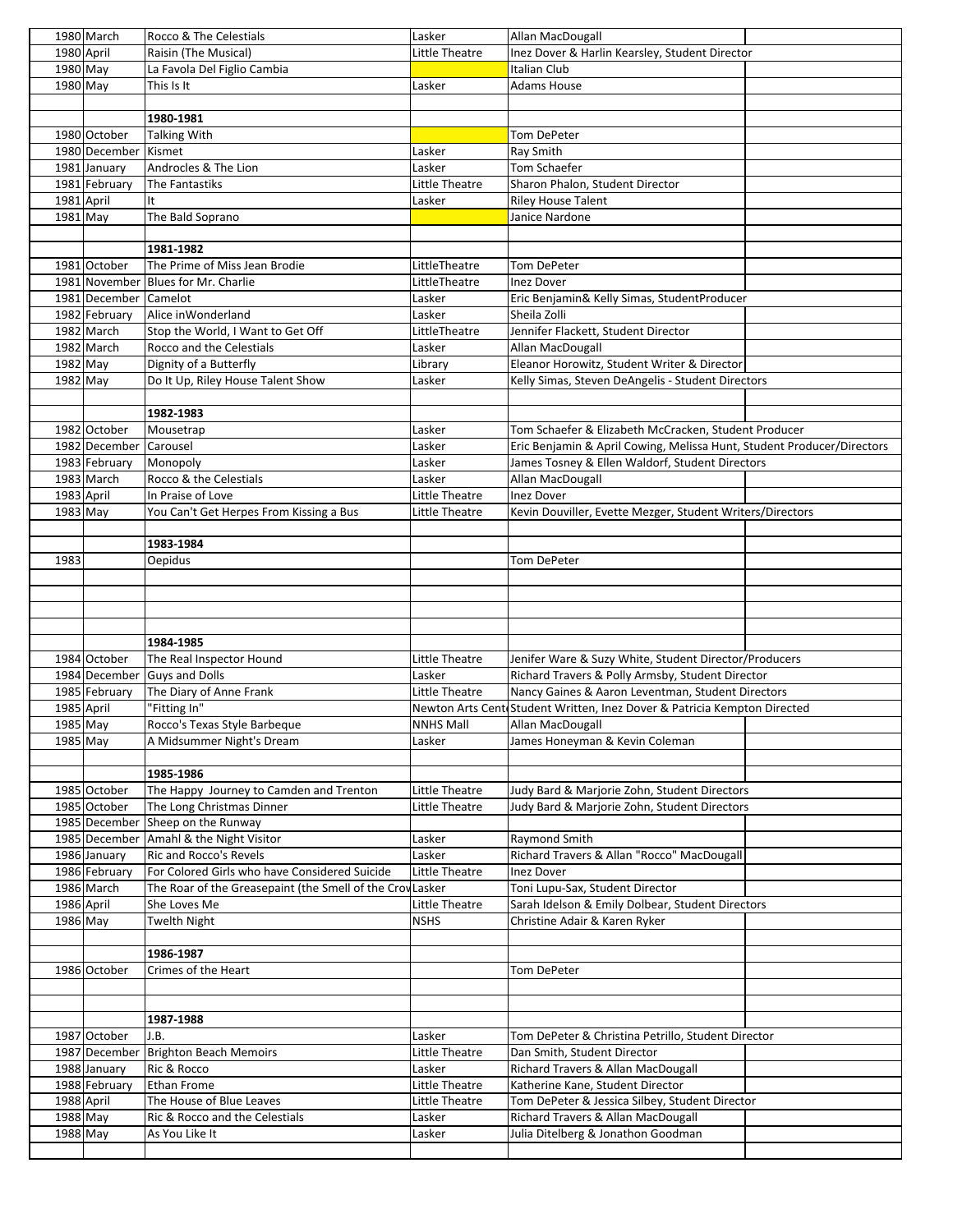| | | | | | |
|---|---|---|---|---|---|
| 1980 | March | Rocco & The Celestials | Lasker | Allan MacDougall | |
| 1980 | April | Raisin (The Musical) | Little Theatre | Inez Dover & Harlin Kearsley, Student Director | |
| 1980 | May | La Favola Del Figlio Cambia | | Italian Club | |
| 1980 | May | This Is It | Lasker | Adams House | |
| | | | | | |
| | | 1980-1981 | | | |
| 1980 | October | Talking With | | Tom DePeter | |
| 1980 | December | Kismet | Lasker | Ray Smith | |
| 1981 | January | Androcles & The Lion | Lasker | Tom Schaefer | |
| 1981 | February | The Fantastiks | Little Theatre | Sharon Phalon, Student Director | |
| 1981 | April | It | Lasker | Riley House Talent | |
| 1981 | May | The Bald Soprano | | Janice Nardone | |
| | | | | | |
| | | 1981-1982 | | | |
| 1981 | October | The Prime of Miss Jean Brodie | LittleTheatre | Tom DePeter | |
| 1981 | November | Blues for Mr. Charlie | LittleTheatre | Inez Dover | |
| 1981 | December | Camelot | Lasker | Eric Benjamin& Kelly Simas, StudentProducer | |
| 1982 | February | Alice inWonderland | Lasker | Sheila Zolli | |
| 1982 | March | Stop the World, I Want to Get Off | LittleTheatre | Jennifer Flackett, Student Director | |
| 1982 | March | Rocco and the Celestials | Lasker | Allan MacDougall | |
| 1982 | May | Dignity of a Butterfly | Library | Eleanor Horowitz, Student Writer & Director | |
| 1982 | May | Do It Up, Riley House Talent Show | Lasker | Kelly Simas, Steven DeAngelis - Student Directors | |
| | | | | | |
| | | 1982-1983 | | | |
| 1982 | October | Mousetrap | Lasker | Tom Schaefer & Elizabeth McCracken, Student Producer | |
| 1982 | December | Carousel | Lasker | Eric Benjamin & April Cowing, Melissa Hunt, Student Producer/Directors | |
| 1983 | February | Monopoly | Lasker | James Tosney & Ellen Waldorf, Student Directors | |
| 1983 | March | Rocco & the Celestials | Lasker | Allan MacDougall | |
| 1983 | April | In Praise of Love | Little Theatre | Inez Dover | |
| 1983 | May | You Can't Get Herpes From Kissing a Bus | Little Theatre | Kevin Douviller, Evette Mezger, Student Writers/Directors | |
| | | | | | |
| | | 1983-1984 | | | |
| 1983 | | Oepidus | | Tom DePeter | |
| | | | | | |
| | | | | | |
| | | | | | |
| | | | | | |
| | | 1984-1985 | | | |
| 1984 | October | The Real Inspector Hound | Little Theatre | Jenifer Ware & Suzy White, Student Director/Producers | |
| 1984 | December | Guys and Dolls | Lasker | Richard Travers & Polly Armsby, Student Director | |
| 1985 | February | The Diary of Anne Frank | Little Theatre | Nancy Gaines & Aaron Leventman, Student Directors | |
| 1985 | April | "Fitting In" | Newton Arts Cent | Student Written, Inez Dover & Patricia Kempton Directed | |
| 1985 | May | Rocco's Texas Style Barbeque | NNHS Mall | Allan MacDougall | |
| 1985 | May | A Midsummer Night's Dream | Lasker | James Honeyman & Kevin Coleman | |
| | | | | | |
| | | 1985-1986 | | | |
| 1985 | October | The Happy Journey to Camden and Trenton | Little Theatre | Judy Bard & Marjorie Zohn, Student Directors | |
| 1985 | October | The Long Christmas Dinner | Little Theatre | Judy Bard & Marjorie Zohn, Student Directors | |
| 1985 | December | Sheep on the Runway | | | |
| 1985 | December | Amahl & the Night Visitor | Lasker | Raymond Smith | |
| 1986 | January | Ric and Rocco's Revels | Lasker | Richard Travers & Allan "Rocco" MacDougall | |
| 1986 | February | For Colored Girls who have Considered Suicide | Little Theatre | Inez Dover | |
| 1986 | March | The Roar of the Greasepaint (the Smell of the Crov | Lasker | Toni Lupu-Sax, Student Director | |
| 1986 | April | She Loves Me | Little Theatre | Sarah Idelson & Emily Dolbear, Student Directors | |
| 1986 | May | Twelth Night | NSHS | Christine Adair & Karen Ryker | |
| | | | | | |
| | | 1986-1987 | | | |
| 1986 | October | Crimes of the Heart | | Tom DePeter | |
| | | | | | |
| | | | | | |
| | | 1987-1988 | | | |
| 1987 | October | J.B. | Lasker | Tom DePeter & Christina Petrillo, Student Director | |
| 1987 | December | Brighton Beach Memoirs | Little Theatre | Dan Smith, Student Director | |
| 1988 | January | Ric & Rocco | Lasker | Richard Travers & Allan MacDougall | |
| 1988 | February | Ethan Frome | Little Theatre | Katherine Kane, Student Director | |
| 1988 | April | The House of Blue Leaves | Little Theatre | Tom DePeter & Jessica Silbey, Student Director | |
| 1988 | May | Ric & Rocco and the Celestials | Lasker | Richard Travers & Allan MacDougall | |
| 1988 | May | As You Like It | Lasker | Julia Ditelberg & Jonathon Goodman | |
| | | | | | |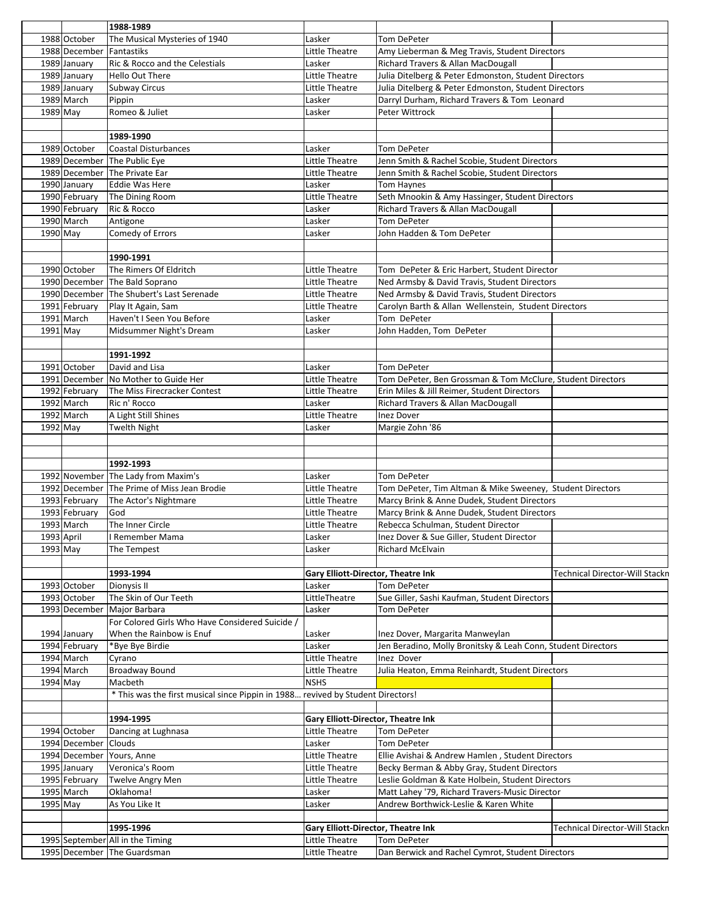| | | | | | |
|---|---|---|---|---|---|
| | | 1988-1989 | | | |
| 1988 | October | The Musical Mysteries of 1940 | Lasker | Tom DePeter | |
| 1988 | December | Fantastiks | Little Theatre | Amy Lieberman & Meg Travis, Student Directors | |
| 1989 | January | Ric & Rocco and the Celestials | Lasker | Richard Travers & Allan MacDougall | |
| 1989 | January | Hello Out There | Little Theatre | Julia Ditelberg & Peter Edmonston, Student Directors | |
| 1989 | January | Subway Circus | Little Theatre | Julia Ditelberg & Peter Edmonston, Student Directors | |
| 1989 | March | Pippin | Lasker | Darryl Durham, Richard Travers & Tom Leonard | |
| 1989 | May | Romeo & Juliet | Lasker | Peter Wittrock | |
| | | | | | |
| | | 1989-1990 | | | |
| 1989 | October | Coastal Disturbances | Lasker | Tom DePeter | |
| 1989 | December | The Public Eye | Little Theatre | Jenn Smith & Rachel Scobie, Student Directors | |
| 1989 | December | The Private Ear | Little Theatre | Jenn Smith & Rachel Scobie, Student Directors | |
| 1990 | January | Eddie Was Here | Lasker | Tom Haynes | |
| 1990 | February | The Dining Room | Little Theatre | Seth Mnookin & Amy Hassinger, Student Directors | |
| 1990 | February | Ric & Rocco | Lasker | Richard Travers & Allan MacDougall | |
| 1990 | March | Antigone | Lasker | Tom DePeter | |
| 1990 | May | Comedy of Errors | Lasker | John Hadden & Tom DePeter | |
| | | | | | |
| | | 1990-1991 | | | |
| 1990 | October | The Rimers Of Eldritch | Little Theatre | Tom DePeter & Eric Harbert, Student Director | |
| 1990 | December | The Bald Soprano | Little Theatre | Ned Armsby & David Travis, Student Directors | |
| 1990 | December | The Shubert's Last Serenade | Little Theatre | Ned Armsby & David Travis, Student Directors | |
| 1991 | February | Play It Again, Sam | Little Theatre | Carolyn Barth & Allan Wellenstein, Student Directors | |
| 1991 | March | Haven't I Seen You Before | Lasker | Tom DePeter | |
| 1991 | May | Midsummer Night's Dream | Lasker | John Hadden, Tom DePeter | |
| | | | | | |
| | | 1991-1992 | | | |
| 1991 | October | David and Lisa | Lasker | Tom DePeter | |
| 1991 | December | No Mother to Guide Her | Little Theatre | Tom DePeter, Ben Grossman & Tom McClure, Student Directors | |
| 1992 | February | The Miss Firecracker Contest | Little Theatre | Erin Miles & Jill Reimer, Student Directors | |
| 1992 | March | Ric n' Rocco | Lasker | Richard Travers & Allan MacDougall | |
| 1992 | March | A Light Still Shines | Little Theatre | Inez Dover | |
| 1992 | May | Twelth Night | Lasker | Margie Zohn '86 | |
| | | | | | |
| | | | | | |
| | | 1992-1993 | | | |
| 1992 | November | The Lady from Maxim's | Lasker | Tom DePeter | |
| 1992 | December | The Prime of Miss Jean Brodie | Little Theatre | Tom DePeter, Tim Altman & Mike Sweeney, Student Directors | |
| 1993 | February | The Actor's Nightmare | Little Theatre | Marcy Brink & Anne Dudek, Student Directors | |
| 1993 | February | God | Little Theatre | Marcy Brink & Anne Dudek, Student Directors | |
| 1993 | March | The Inner Circle | Little Theatre | Rebecca Schulman, Student Director | |
| 1993 | April | I Remember Mama | Lasker | Inez Dover & Sue Giller, Student Director | |
| 1993 | May | The Tempest | Lasker | Richard McElvain | |
| | | | | | |
| | | 1993-1994 | Gary Elliott-Director, Theatre Ink | | Technical Director-Will Stackn |
| 1993 | October | Dionysis II | Lasker | Tom DePeter | |
| 1993 | October | The Skin of Our Teeth | LittleTheatre | Sue Giller, Sashi Kaufman, Student Directors | |
| 1993 | December | Major Barbara | Lasker | Tom DePeter | |
| 1994 | January | For Colored Girls Who Have Considered Suicide / When the Rainbow is Enuf | Lasker | Inez Dover, Margarita Manweylan | |
| 1994 | February | *Bye Bye Birdie | Lasker | Jen Beradino, Molly Bronitsky & Leah Conn, Student Directors | |
| 1994 | March | Cyrano | Little Theatre | Inez Dover | |
| 1994 | March | Broadway Bound | Little Theatre | Julia Heaton, Emma Reinhardt, Student Directors | |
| 1994 | May | Macbeth | NSHS | | |
| | | * This was the first musical since Pippin in 1988... revived by Student Directors! | | | |
| | | | | | |
| | | 1994-1995 | Gary Elliott-Director, Theatre Ink | | |
| 1994 | October | Dancing at Lughnasa | Little Theatre | Tom DePeter | |
| 1994 | December | Clouds | Lasker | Tom DePeter | |
| 1994 | December | Yours, Anne | Little Theatre | Ellie Avishai & Andrew Hamlen , Student Directors | |
| 1995 | January | Veronica's Room | Little Theatre | Becky Berman & Abby Gray, Student Directors | |
| 1995 | February | Twelve Angry Men | Little Theatre | Leslie Goldman & Kate Holbein, Student Directors | |
| 1995 | March | Oklahoma! | Lasker | Matt Lahey '79, Richard Travers-Music Director | |
| 1995 | May | As You Like It | Lasker | Andrew Borthwick-Leslie & Karen White | |
| | | | | | |
| | | 1995-1996 | Gary Elliott-Director, Theatre Ink | | Technical Director-Will Stackn |
| 1995 | September | All in the Timing | Little Theatre | Tom DePeter | |
| 1995 | December | The Guardsman | Little Theatre | Dan Berwick and Rachel Cymrot, Student Directors | |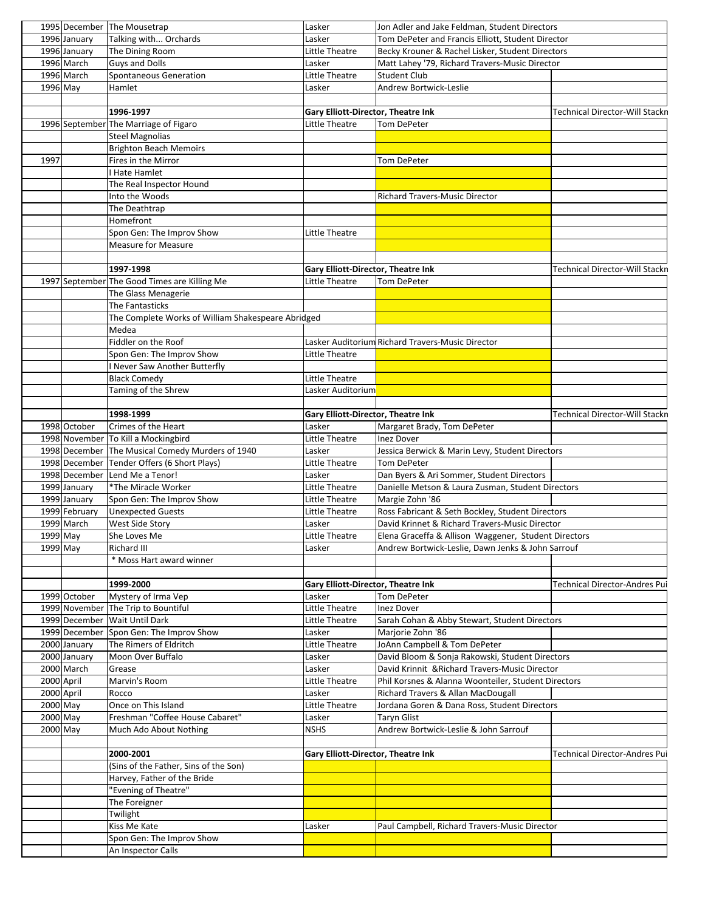| | | | | | |
|---|---|---|---|---|---|
| 1995 | December | The Mousetrap | Lasker | Jon Adler and Jake Feldman, Student Directors | |
| 1996 | January | Talking with... Orchards | Lasker | Tom DePeter and Francis Elliott, Student Director | |
| 1996 | January | The Dining Room | Little Theatre | Becky Krouner & Rachel Lisker, Student Directors | |
| 1996 | March | Guys and Dolls | Lasker | Matt Lahey '79, Richard Travers-Music Director | |
| 1996 | March | Spontaneous Generation | Little Theatre | Student Club | |
| 1996 | May | Hamlet | Lasker | Andrew Bortwick-Leslie | |
| | | | | | |
| | | **1996-1997** | **Gary Elliott-Director, Theatre Ink** | | Technical Director-Will Stackn |
| 1996 | September | The Marriage of Figaro | Little Theatre | Tom DePeter | |
| | | Steel Magnolias | | | |
| | | Brighton Beach Memoirs | | | |
| 1997 | | Fires in the Mirror | | Tom DePeter | |
| | | I Hate Hamlet | | | |
| | | The Real Inspector Hound | | | |
| | | Into the Woods | | Richard Travers-Music Director | |
| | | The Deathtrap | | | |
| | | Homefront | | | |
| | | Spon Gen: The Improv Show | Little Theatre | | |
| | | Measure for Measure | | | |
| | | | | | |
| | | **1997-1998** | **Gary Elliott-Director, Theatre Ink** | | Technical Director-Will Stackn |
| 1997 | September | The Good Times are Killing Me | Little Theatre | Tom DePeter | |
| | | The Glass Menagerie | | | |
| | | The Fantasticks | | | |
| | | The Complete Works of William Shakespeare Abridged | | | |
| | | Medea | | | |
| | | Fiddler on the Roof | Lasker Auditorium | Richard Travers-Music Director | |
| | | Spon Gen: The Improv Show | Little Theatre | | |
| | | I Never Saw Another Butterfly | | | |
| | | Black Comedy | Little Theatre | | |
| | | Taming of the Shrew | Lasker Auditorium | | |
| | | | | | |
| | | **1998-1999** | **Gary Elliott-Director, Theatre Ink** | | Technical Director-Will Stackn |
| 1998 | October | Crimes of the Heart | Lasker | Margaret Brady, Tom DePeter | |
| 1998 | November | To Kill a Mockingbird | Little Theatre | Inez Dover | |
| 1998 | December | The Musical Comedy Murders of 1940 | Lasker | Jessica Berwick & Marin Levy, Student Directors | |
| 1998 | December | Tender Offers (6 Short Plays) | Little Theatre | Tom DePeter | |
| 1998 | December | Lend Me a Tenor! | Lasker | Dan Byers & Ari Sommer, Student Directors | |
| 1999 | January | *The Miracle Worker | Little Theatre | Danielle Metson & Laura Zusman, Student Directors | |
| 1999 | January | Spon Gen: The Improv Show | Little Theatre | Margie Zohn '86 | |
| 1999 | February | Unexpected Guests | Little Theatre | Ross Fabricant & Seth Bockley, Student Directors | |
| 1999 | March | West Side Story | Lasker | David Krinnet & Richard Travers-Music Director | |
| 1999 | May | She Loves Me | Little Theatre | Elena Graceffa & Allison Waggener, Student Directors | |
| 1999 | May | Richard III | Lasker | Andrew Bortwick-Leslie, Dawn Jenks & John Sarrouf | |
| | | * Moss Hart award winner | | | |
| | | | | | |
| | | **1999-2000** | **Gary Elliott-Director, Theatre Ink** | | Technical Director-Andres Pui |
| 1999 | October | Mystery of Irma Vep | Lasker | Tom DePeter | |
| 1999 | November | The Trip to Bountiful | Little Theatre | Inez Dover | |
| 1999 | December | Wait Until Dark | Little Theatre | Sarah Cohan & Abby Stewart, Student Directors | |
| 1999 | December | Spon Gen: The Improv Show | Lasker | Marjorie Zohn '86 | |
| 2000 | January | The Rimers of Eldritch | Little Theatre | JoAnn Campbell & Tom DePeter | |
| 2000 | January | Moon Over Buffalo | Lasker | David Bloom & Sonja Rakowski, Student Directors | |
| 2000 | March | Grease | Lasker | David Krinnit &Richard Travers-Music Director | |
| 2000 | April | Marvin's Room | Little Theatre | Phil Korsnes & Alanna Woonteiler, Student Directors | |
| 2000 | April | Rocco | Lasker | Richard Travers & Allan MacDougall | |
| 2000 | May | Once on This Island | Little Theatre | Jordana Goren & Dana Ross, Student Directors | |
| 2000 | May | Freshman "Coffee House Cabaret" | Lasker | Taryn Glist | |
| 2000 | May | Much Ado About Nothing | NSHS | Andrew Bortwick-Leslie & John Sarrouf | |
| | | | | | |
| | | **2000-2001** | **Gary Elliott-Director, Theatre Ink** | | Technical Director-Andres Pui |
| | | (Sins of the Father, Sins of the Son) | | | |
| | | Harvey, Father of the Bride | | | |
| | | "Evening of Theatre" | | | |
| | | The Foreigner | | | |
| | | Twilight | | | |
| | | Kiss Me Kate | Lasker | Paul Campbell, Richard Travers-Music Director | |
| | | Spon Gen: The Improv Show | | | |
| | | An Inspector Calls | | | |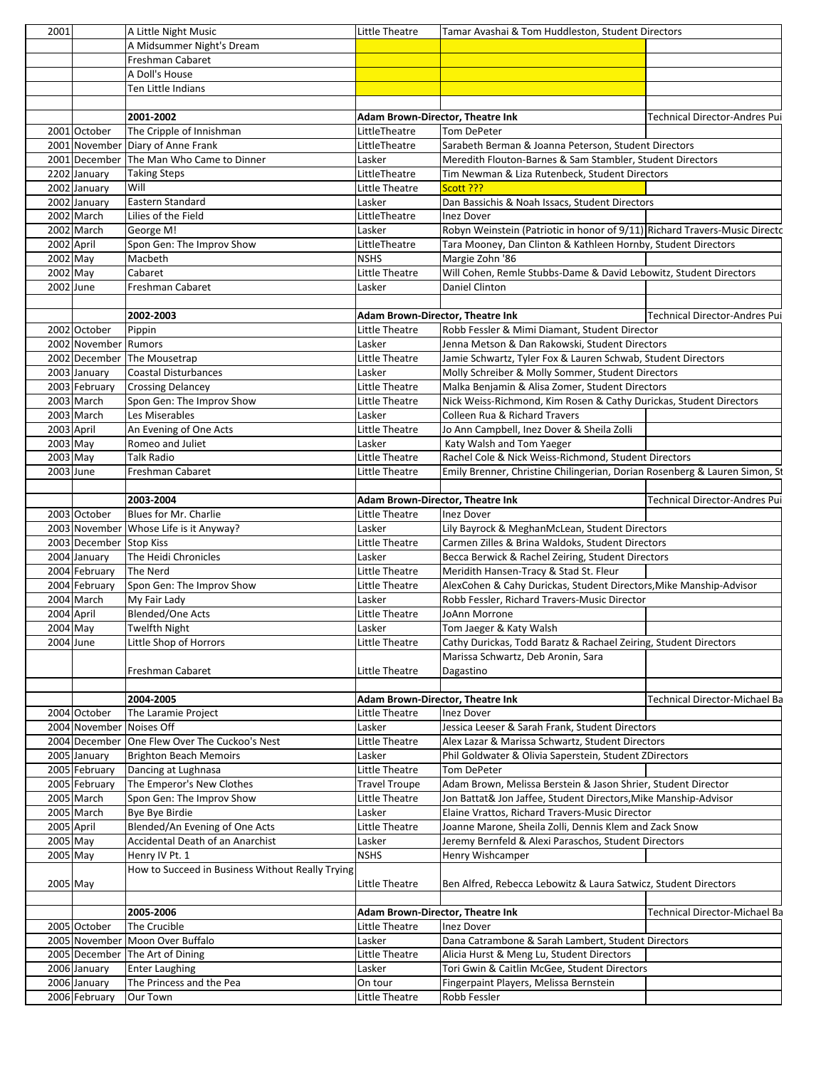| | | | | | |
|---|---|---|---|---|---|
| 2001 | | A Little Night Music | Little Theatre | Tamar Avashai & Tom Huddleston, Student Directors | |
| | | A Midsummer Night's Dream | | | |
| | | Freshman Cabaret | | | |
| | | A Doll's House | | | |
| | | Ten Little Indians | | | |
| | | | | | |
| | | **2001-2002** | **Adam Brown-Director, Theatre Ink** | | Technical Director-Andres Pui |
| 2001 | October | The Cripple of Innishman | LittleTheatre | Tom DePeter | |
| 2001 | November | Diary of Anne Frank | LittleTheatre | Sarabeth Berman & Joanna Peterson, Student Directors | |
| 2001 | December | The Man Who Came to Dinner | Lasker | Meredith Flouton-Barnes & Sam Stambler, Student Directors | |
| 2202 | January | Taking Steps | LittleTheatre | Tim Newman & Liza Rutenbeck, Student Directors | |
| 2002 | January | Will | Little Theatre | Scott ??? | |
| 2002 | January | Eastern Standard | Lasker | Dan Bassichis & Noah Issacs, Student Directors | |
| 2002 | March | Lilies of the Field | LittleTheatre | Inez Dover | |
| 2002 | March | George M! | Lasker | Robyn Weinstein (Patriotic in honor of 9/11) | Richard Travers-Music Directo |
| 2002 | April | Spon Gen: The Improv Show | LittleTheatre | Tara Mooney, Dan Clinton & Kathleen Hornby, Student Directors | |
| 2002 | May | Macbeth | NSHS | Margie Zohn '86 | |
| 2002 | May | Cabaret | Little Theatre | Will Cohen, Remle Stubbs-Dame & David Lebowitz, Student Directors | |
| 2002 | June | Freshman Cabaret | Lasker | Daniel Clinton | |
| | | | | | |
| | | **2002-2003** | **Adam Brown-Director, Theatre Ink** | | Technical Director-Andres Pui |
| 2002 | October | Pippin | Little Theatre | Robb Fessler & Mimi Diamant, Student Director | |
| 2002 | November | Rumors | Lasker | Jenna Metson & Dan Rakowski, Student Directors | |
| 2002 | December | The Mousetrap | Little Theatre | Jamie Schwartz, Tyler Fox & Lauren Schwab, Student Directors | |
| 2003 | January | Coastal Disturbances | Lasker | Molly Schreiber & Molly Sommer, Student Directors | |
| 2003 | February | Crossing Delancey | Little Theatre | Malka Benjamin & Alisa Zomer, Student Directors | |
| 2003 | March | Spon Gen: The Improv Show | Little Theatre | Nick Weiss-Richmond, Kim Rosen & Cathy Durickas, Student Directors | |
| 2003 | March | Les Miserables | Lasker | Colleen Rua & Richard Travers | |
| 2003 | April | An Evening of One Acts | Little Theatre | Jo Ann Campbell, Inez Dover & Sheila Zolli | |
| 2003 | May | Romeo and Juliet | Lasker | Katy Walsh and Tom Yaeger | |
| 2003 | May | Talk Radio | Little Theatre | Rachel Cole & Nick Weiss-Richmond, Student Directors | |
| 2003 | June | Freshman Cabaret | Little Theatre | Emily Brenner, Christine Chilingerian, Dorian Rosenberg & Lauren Simon, St | |
| | | | | | |
| | | **2003-2004** | **Adam Brown-Director, Theatre Ink** | | Technical Director-Andres Pui |
| 2003 | October | Blues for Mr. Charlie | Little Theatre | Inez Dover | |
| 2003 | November | Whose Life is it Anyway? | Lasker | Lily Bayrock & MeghanMcLean, Student Directors | |
| 2003 | December | Stop Kiss | Little Theatre | Carmen Zilles & Brina Waldoks, Student Directors | |
| 2004 | January | The Heidi Chronicles | Lasker | Becca Berwick & Rachel Zeiring, Student Directors | |
| 2004 | February | The Nerd | Little Theatre | Meridith Hansen-Tracy & Stad St. Fleur | |
| 2004 | February | Spon Gen: The Improv Show | Little Theatre | AlexCohen & Cahy Durickas, Student Directors,Mike Manship-Advisor | |
| 2004 | March | My Fair Lady | Lasker | Robb Fessler, Richard Travers-Music Director | |
| 2004 | April | Blended/One Acts | Little Theatre | JoAnn Morrone | |
| 2004 | May | Twelfth Night | Lasker | Tom Jaeger & Katy Walsh | |
| 2004 | June | Little Shop of Horrors | Little Theatre | Cathy Durickas, Todd Baratz & Rachael Zeiring, Student Directors | |
| | | Freshman Cabaret | Little Theatre | Marissa Schwartz, Deb Aronin, Sara Dagastino | |
| | | | | | |
| | | **2004-2005** | **Adam Brown-Director, Theatre Ink** | | Technical Director-Michael Ba |
| 2004 | October | The Laramie Project | Little Theatre | Inez Dover | |
| 2004 | November | Noises Off | Lasker | Jessica Leeser & Sarah Frank, Student Directors | |
| 2004 | December | One Flew Over The Cuckoo's Nest | Little Theatre | Alex Lazar & Marissa Schwartz, Student Directors | |
| 2005 | January | Brighton Beach Memoirs | Lasker | Phil Goldwater & Olivia Saperstein, Student ZDirectors | |
| 2005 | February | Dancing at Lughnasa | Little Theatre | Tom DePeter | |
| 2005 | February | The Emperor's New Clothes | Travel Troupe | Adam Brown, Melissa Berstein & Jason Shrier, Student Director | |
| 2005 | March | Spon Gen: The Improv Show | Little Theatre | Jon Battat& Jon Jaffee, Student Directors,Mike Manship-Advisor | |
| 2005 | March | Bye Bye Birdie | Lasker | Elaine Vrattos, Richard Travers-Music Director | |
| 2005 | April | Blended/An Evening of One Acts | Little Theatre | Joanne Marone, Sheila Zolli, Dennis Klem and Zack Snow | |
| 2005 | May | Accidental Death of an Anarchist | Lasker | Jeremy Bernfeld & Alexi Paraschos, Student Directors | |
| 2005 | May | Henry IV Pt. 1 | NSHS | Henry Wishcamper | |
| 2005 | May | How to Succeed in Business Without Really Trying | Little Theatre | Ben Alfred, Rebecca Lebowitz & Laura Satwicz, Student Directors | |
| | | | | | |
| | | **2005-2006** | **Adam Brown-Director, Theatre Ink** | | Technical Director-Michael Ba |
| 2005 | October | The Crucible | Little Theatre | Inez Dover | |
| 2005 | November | Moon Over Buffalo | Lasker | Dana Catrambone & Sarah Lambert, Student Directors | |
| 2005 | December | The Art of Dining | Little Theatre | Alicia Hurst & Meng Lu, Student Directors | |
| 2006 | January | Enter Laughing | Lasker | Tori Gwin & Caitlin McGee, Student Directors | |
| 2006 | January | The Princess and the Pea | On tour | Fingerpaint Players, Melissa Bernstein | |
| 2006 | February | Our Town | Little Theatre | Robb Fessler | |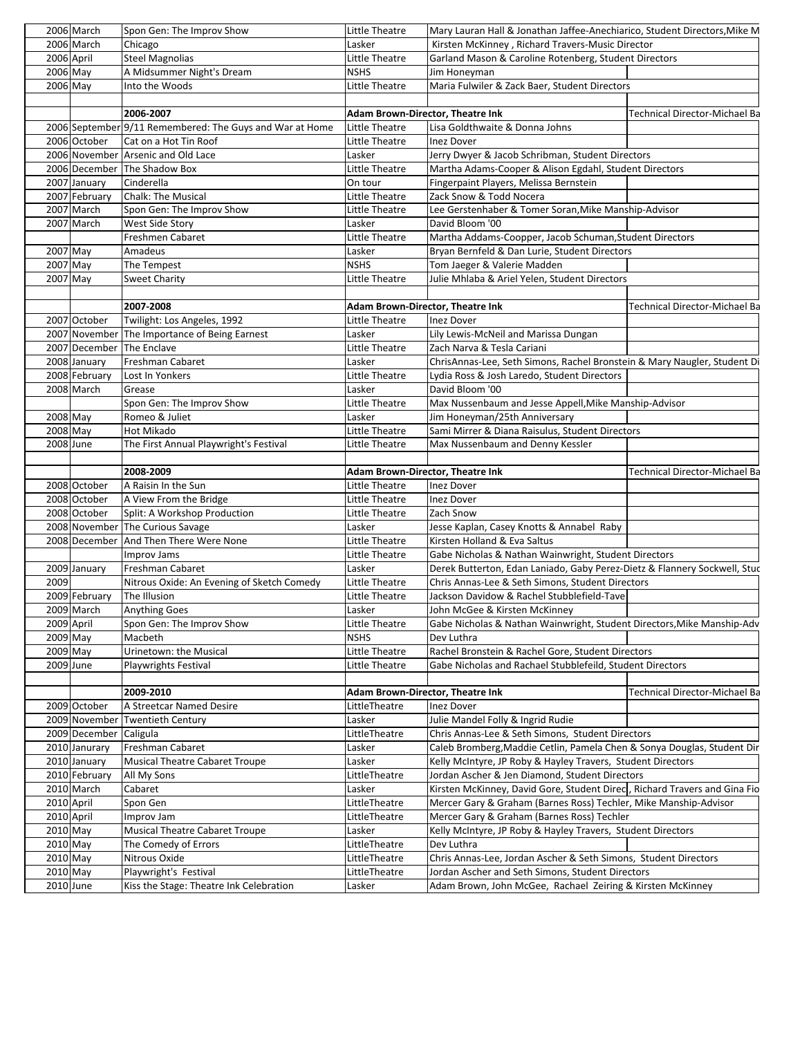| | | | | | |
|---|---|---|---|---|---|
| 2006 | March | Spon Gen: The Improv Show | Little Theatre | Mary Lauran Hall & Jonathan Jaffee-Anechiarico, Student Directors,Mike M | |
| 2006 | March | Chicago | Lasker | Kirsten McKinney , Richard Travers-Music Director | |
| 2006 | April | Steel Magnolias | Little Theatre | Garland Mason & Caroline Rotenberg, Student Directors | |
| 2006 | May | A Midsummer Night's Dream | NSHS | Jim Honeyman | |
| 2006 | May | Into the Woods | Little Theatre | Maria Fulwiler & Zack Baer, Student Directors | |
| | | | | | |
| | | **2006-2007** | **Adam Brown-Director, Theatre Ink** | | Technical Director-Michael Ba |
| 2006 | September | 9/11 Remembered: The Guys and War at Home | Little Theatre | Lisa Goldthwaite & Donna Johns | |
| 2006 | October | Cat on a Hot Tin Roof | Little Theatre | Inez Dover | |
| 2006 | November | Arsenic and Old Lace | Lasker | Jerry Dwyer & Jacob Schribman, Student Directors | |
| 2006 | December | The Shadow Box | Little Theatre | Martha Adams-Cooper & Alison Egdahl, Student Directors | |
| 2007 | January | Cinderella | On tour | Fingerpaint Players, Melissa Bernstein | |
| 2007 | February | Chalk: The Musical | Little Theatre | Zack Snow & Todd Nocera | |
| 2007 | March | Spon Gen: The Improv Show | Little Theatre | Lee Gerstenhaber & Tomer Soran,Mike Manship-Advisor | |
| 2007 | March | West Side Story | Lasker | David Bloom '00 | |
| | | Freshmen Cabaret | Little Theatre | Martha Addams-Coopper, Jacob Schuman,Student Directors | |
| 2007 | May | Amadeus | Lasker | Bryan Bernfeld & Dan Lurie, Student Directors | |
| 2007 | May | The Tempest | NSHS | Tom Jaeger & Valerie Madden | |
| 2007 | May | Sweet Charity | Little Theatre | Julie Mhlaba & Ariel Yelen, Student Directors | |
| | | | | | |
| | | **2007-2008** | **Adam Brown-Director, Theatre Ink** | | Technical Director-Michael Ba |
| 2007 | October | Twilight: Los Angeles, 1992 | Little Theatre | Inez Dover | |
| 2007 | November | The Importance of Being Earnest | Lasker | Lily Lewis-McNeil and Marissa Dungan | |
| 2007 | December | The Enclave | Little Theatre | Zach Narva & Tesla Cariani | |
| 2008 | January | Freshman Cabaret | Lasker | ChrisAnnas-Lee, Seth Simons, Rachel Bronstein & Mary Naugler, Student Di | |
| 2008 | February | Lost In Yonkers | Little Theatre | Lydia Ross & Josh Laredo, Student Directors | |
| 2008 | March | Grease | Lasker | David Bloom '00 | |
| | | Spon Gen: The Improv Show | Little Theatre | Max Nussenbaum and Jesse Appell,Mike Manship-Advisor | |
| 2008 | May | Romeo & Juliet | Lasker | Jim Honeyman/25th Anniversary | |
| 2008 | May | Hot Mikado | Little Theatre | Sami Mirrer & Diana Raisulus, Student Directors | |
| 2008 | June | The First Annual Playwright's Festival | Little Theatre | Max Nussenbaum and Denny Kessler | |
| | | | | | |
| | | **2008-2009** | **Adam Brown-Director, Theatre Ink** | | Technical Director-Michael Ba |
| 2008 | October | A Raisin In the Sun | Little Theatre | Inez Dover | |
| 2008 | October | A View From the Bridge | Little Theatre | Inez Dover | |
| 2008 | October | Split: A Workshop Production | Little Theatre | Zach Snow | |
| 2008 | November | The Curious Savage | Lasker | Jesse Kaplan, Casey Knotts & Annabel Raby | |
| 2008 | December | And Then There Were None | Little Theatre | Kirsten Holland & Eva Saltus | |
| | | Improv Jams | Little Theatre | Gabe Nicholas & Nathan Wainwright, Student Directors | |
| 2009 | January | Freshman Cabaret | Lasker | Derek Butterton, Edan Laniado, Gaby Perez-Dietz & Flannery Sockwell, Stud | |
| 2009 | | Nitrous Oxide: An Evening of Sketch Comedy | Little Theatre | Chris Annas-Lee & Seth Simons, Student Directors | |
| 2009 | February | The Illusion | Little Theatre | Jackson Davidow & Rachel Stubblefield-Tave | |
| 2009 | March | Anything Goes | Lasker | John McGee & Kirsten McKinney | |
| 2009 | April | Spon Gen: The Improv Show | Little Theatre | Gabe Nicholas & Nathan Wainwright, Student Directors,Mike Manship-Adv | |
| 2009 | May | Macbeth | NSHS | Dev Luthra | |
| 2009 | May | Urinetown: the Musical | Little Theatre | Rachel Bronstein & Rachel Gore, Student Directors | |
| 2009 | June | Playwrights Festival | Little Theatre | Gabe Nicholas and Rachael Stubblefeild, Student Directors | |
| | | | | | |
| | | **2009-2010** | **Adam Brown-Director, Theatre Ink** | | Technical Director-Michael Ba |
| 2009 | October | A Streetcar Named Desire | LittleTheatre | Inez Dover | |
| 2009 | November | Twentieth Century | Lasker | Julie Mandel Folly & Ingrid Rudie | |
| 2009 | December | Caligula | LittleTheatre | Chris Annas-Lee & Seth Simons, Student Directors | |
| 2010 | Janurary | Freshman Cabaret | Lasker | Caleb Bromberg,Maddie Cetlin, Pamela Chen & Sonya Douglas, Student Dir | |
| 2010 | January | Musical Theatre Cabaret Troupe | Lasker | Kelly McIntyre, JP Roby & Hayley Travers, Student Directors | |
| 2010 | February | All My Sons | LittleTheatre | Jordan Ascher & Jen Diamond, Student Directors | |
| 2010 | March | Cabaret | Lasker | Kirsten McKinney, David Gore, Student Direc, Richard Travers and Gina Fio | |
| 2010 | April | Spon Gen | LittleTheatre | Mercer Gary & Graham (Barnes Ross) Techler, Mike Manship-Advisor | |
| 2010 | April | Improv Jam | LittleTheatre | Mercer Gary & Graham (Barnes Ross) Techler | |
| 2010 | May | Musical Theatre Cabaret Troupe | Lasker | Kelly McIntyre, JP Roby & Hayley Travers, Student Directors | |
| 2010 | May | The Comedy of Errors | LittleTheatre | Dev Luthra | |
| 2010 | May | Nitrous Oxide | LittleTheatre | Chris Annas-Lee, Jordan Ascher & Seth Simons, Student Directors | |
| 2010 | May | Playwright's Festival | LittleTheatre | Jordan Ascher and Seth Simons, Student Directors | |
| 2010 | June | Kiss the Stage: Theatre Ink Celebration | Lasker | Adam Brown, John McGee, Rachael Zeiring & Kirsten McKinney | |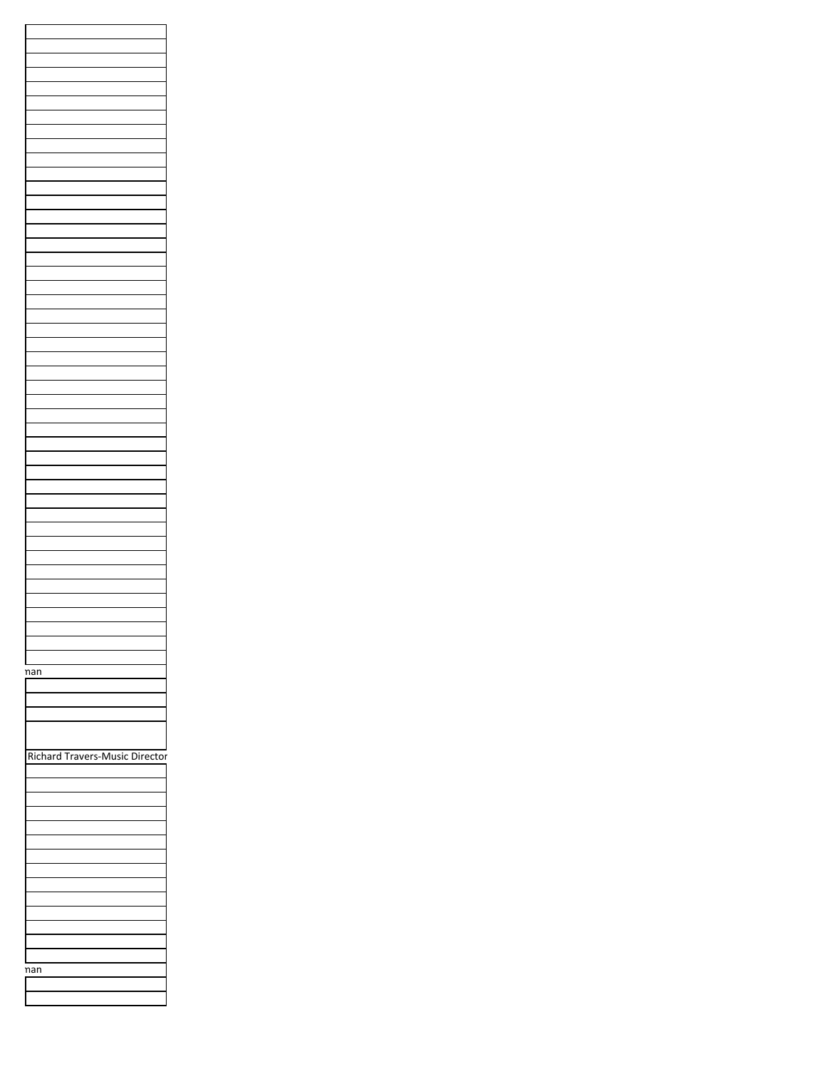| |
|---|
| |
| |
| |
| |
| |
| |
| |
| |
| |
| |
| |
| |
| |
| |
| |
| |
| |
| |
| |
| |
| |
| |
| |
| |
| |
| |
| |
| |
| |
| |
| |
| |
| |
| |
| |
| |
| |
| |
| |
| |
| |
| |
| |
| |
| man |
| |
| |
| |
| |
| Richard Travers-Music Director |
| |
| |
| |
| |
| |
| |
| |
| |
| |
| |
| |
| |
| |
| |
| man |
| |
| |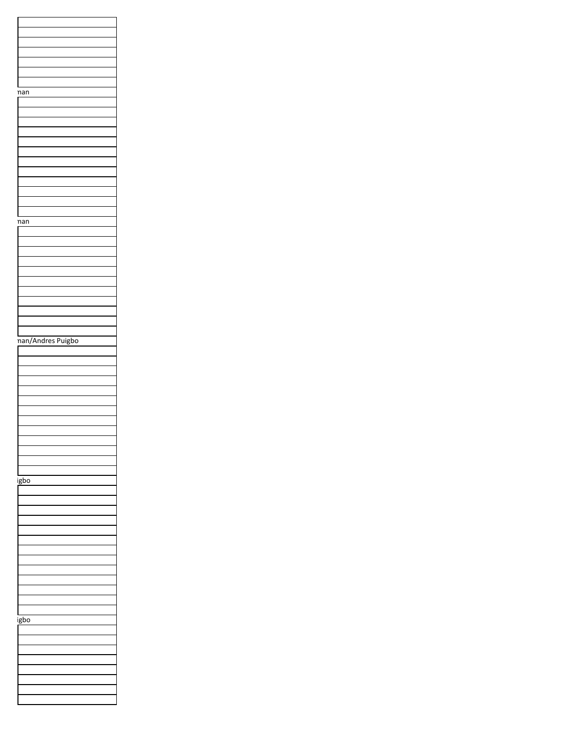| |
|---|
| |
| |
| |
| |
| |
| |
| man |
| |
| |
| |
| |
| |
| |
| |
| |
| |
| |
| |
| |
| man |
| |
| |
| |
| |
| |
| |
| |
| |
| |
| |
| |
| man/Andres Puigbo |
| |
| |
| |
| |
| |
| |
| |
| |
| |
| |
| |
| |
| |
| igbo |
| |
| |
| |
| |
| |
| |
| |
| |
| |
| |
| |
| |
| |
| igbo |
| |
| |
| |
| |
| |
| |
| |
| |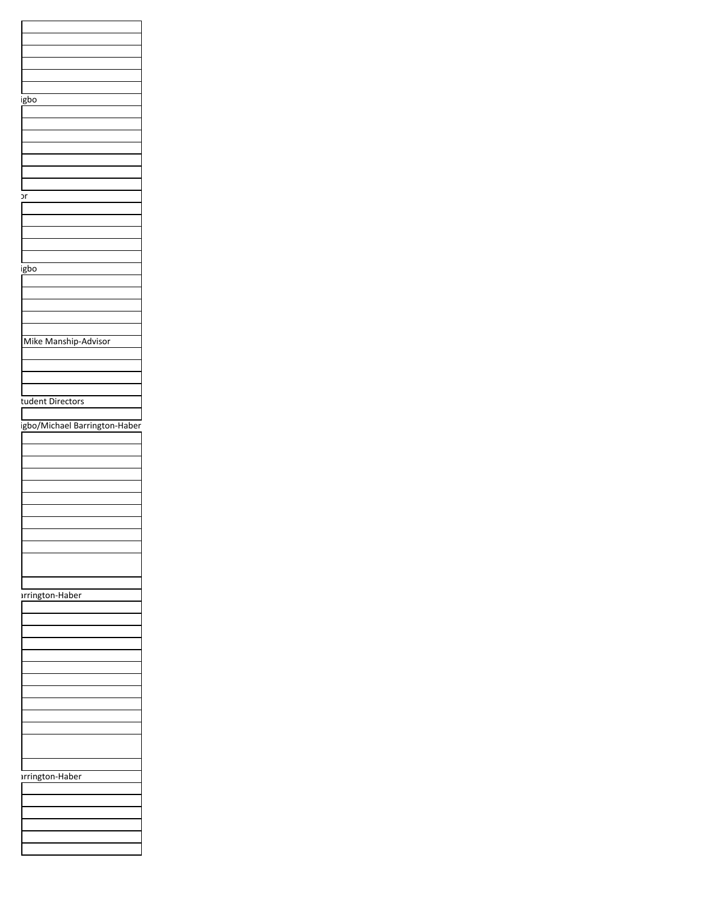| |
|---|
| |
| |
| |
| |
| |
| |
| igbo |
| |
| |
| |
| |
| |
| |
| |
| or |
| |
| |
| |
| |
| |
| |
| igbo |
| |
| |
| |
| |
| |
| Mike Manship-Advisor |
| |
| |
| |
| |
| tudent Directors |
| |
| igbo/Michael Barrington-Haber |
| |
| |
| |
| |
| |
| |
| |
| |
| |
| |
| |
| |
| arrington-Haber |
| |
| |
| |
| |
| |
| |
| |
| |
| |
| |
| |
| |
| |
| arrington-Haber |
| |
| |
| |
| |
| |
| |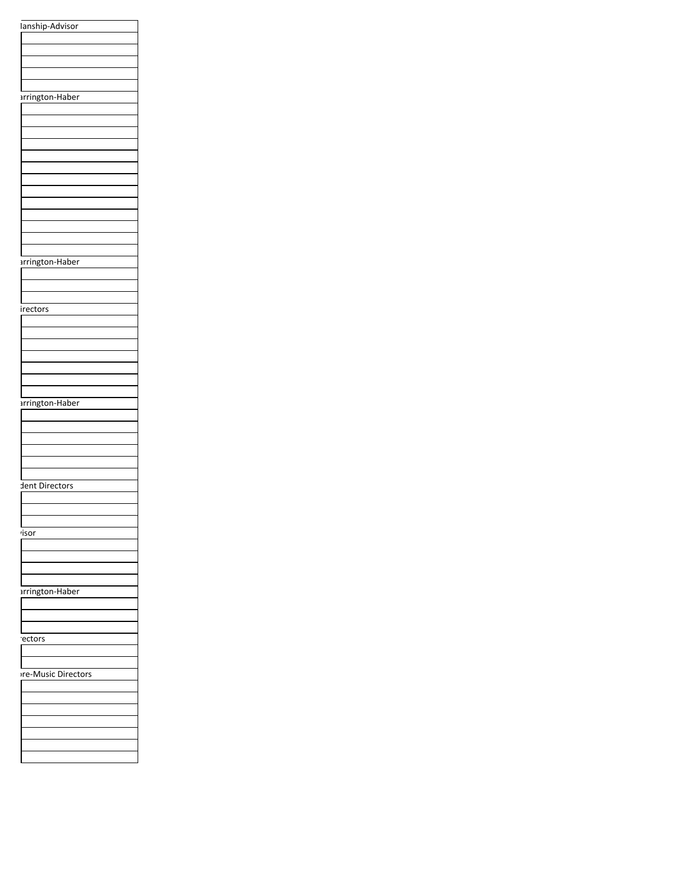| |
|---|
| lanship-Advisor |
| |
| |
| |
| |
| |
| arrington-Haber |
| |
| |
| |
| |
| |
| |
| |
| |
| |
| |
| |
| |
| |
| arrington-Haber |
| |
| |
| |
| irectors |
| |
| |
| |
| |
| |
| |
| |
| arrington-Haber |
| |
| |
| |
| |
| |
| |
| dent Directors |
| |
| |
| |
| visor |
| |
| |
| |
| |
| arrington-Haber |
| |
| |
| |
| ectors |
| |
| |
| re-Music Directors |
| |
| |
| |
| |
| |
| |
| |